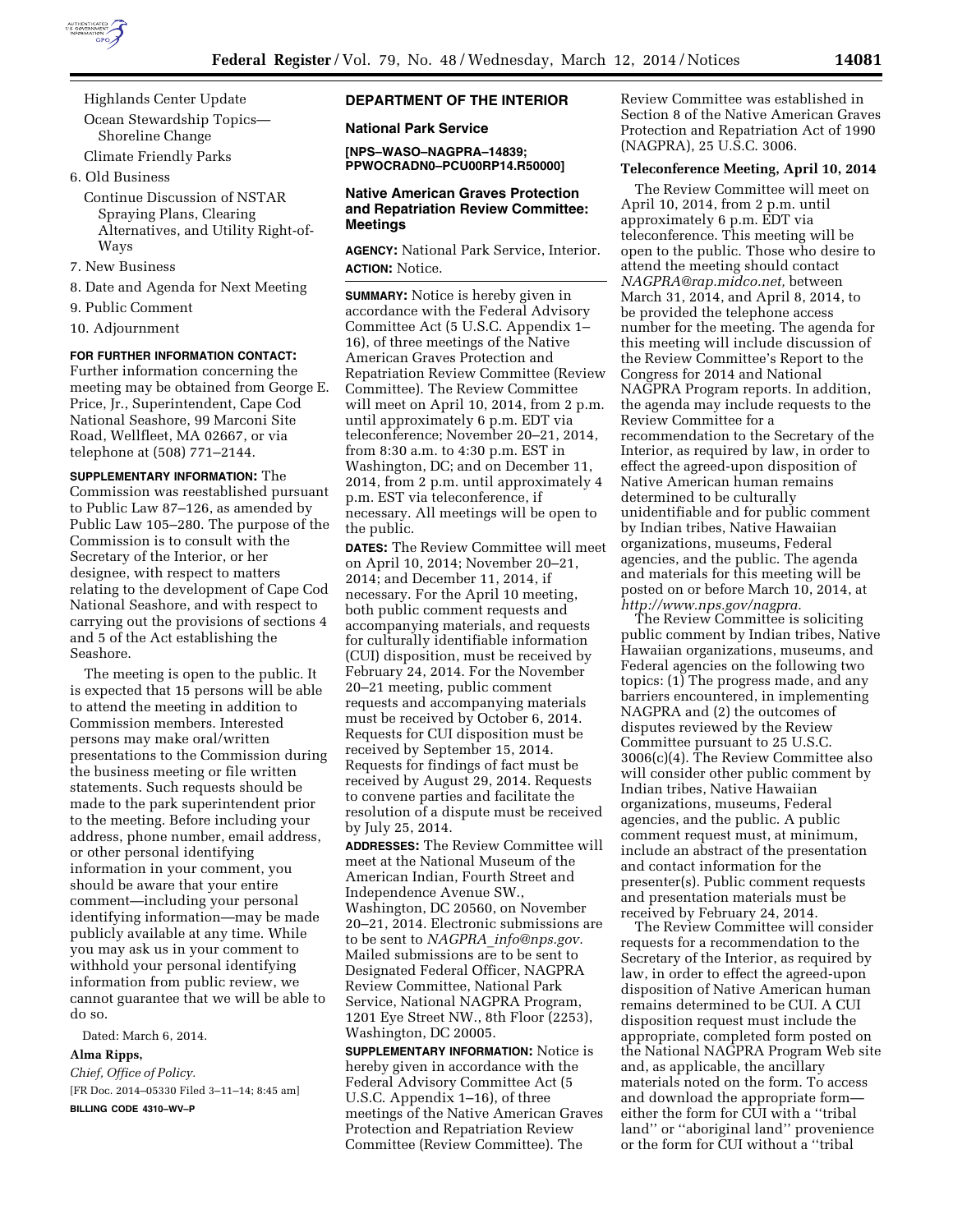Highlands Center Update
Ocean Stewardship Topics—Shoreline Change
Climate Friendly Parks

6. Old Business

Continue Discussion of NSTAR Spraying Plans, Clearing Alternatives, and Utility Right-of-Ways

7. New Business
8. Date and Agenda for Next Meeting
9. Public Comment
10. Adjournment

**FOR FURTHER INFORMATION CONTACT:** Further information concerning the meeting may be obtained from George E. Price, Jr., Superintendent, Cape Cod National Seashore, 99 Marconi Site Road, Wellfleet, MA 02667, or via telephone at (508) 771–2144.

**SUPPLEMENTARY INFORMATION:** The Commission was reestablished pursuant to Public Law 87–126, as amended by Public Law 105–280. The purpose of the Commission is to consult with the Secretary of the Interior, or her designee, with respect to matters relating to the development of Cape Cod National Seashore, and with respect to carrying out the provisions of sections 4 and 5 of the Act establishing the Seashore.

The meeting is open to the public. It is expected that 15 persons will be able to attend the meeting in addition to Commission members. Interested persons may make oral/written presentations to the Commission during the business meeting or file written statements. Such requests should be made to the park superintendent prior to the meeting. Before including your address, phone number, email address, or other personal identifying information in your comment, you should be aware that your entire comment—including your personal identifying information—may be made publicly available at any time. While you may ask us in your comment to withhold your personal identifying information from public review, we cannot guarantee that we will be able to do so.

Dated: March 6, 2014.

**Alma Ripps,**

*Chief, Office of Policy.*

[FR Doc. 2014–05330 Filed 3–11–14; 8:45 am]

**BILLING CODE 4310–WV–P**

## DEPARTMENT OF THE INTERIOR

### National Park Service

**[NPS–WASO–NAGPRA–14839; PPWOCRADN0–PCU00RP14.R50000]**

### Native American Graves Protection and Repatriation Review Committee: Meetings

**AGENCY:** National Park Service, Interior.

**ACTION:** Notice.

**SUMMARY:** Notice is hereby given in accordance with the Federal Advisory Committee Act (5 U.S.C. Appendix 1–16), of three meetings of the Native American Graves Protection and Repatriation Review Committee (Review Committee). The Review Committee will meet on April 10, 2014, from 2 p.m. until approximately 6 p.m. EDT via teleconference; November 20–21, 2014, from 8:30 a.m. to 4:30 p.m. EST in Washington, DC; and on December 11, 2014, from 2 p.m. until approximately 4 p.m. EST via teleconference, if necessary. All meetings will be open to the public.

**DATES:** The Review Committee will meet on April 10, 2014; November 20–21, 2014; and December 11, 2014, if necessary. For the April 10 meeting, both public comment requests and accompanying materials, and requests for culturally identifiable information (CUI) disposition, must be received by February 24, 2014. For the November 20–21 meeting, public comment requests and accompanying materials must be received by October 6, 2014. Requests for CUI disposition must be received by September 15, 2014. Requests for findings of fact must be received by August 29, 2014. Requests to convene parties and facilitate the resolution of a dispute must be received by July 25, 2014.

**ADDRESSES:** The Review Committee will meet at the National Museum of the American Indian, Fourth Street and Independence Avenue SW., Washington, DC 20560, on November 20–21, 2014. Electronic submissions are to be sent to *NAGPRA_info@nps.gov.* Mailed submissions are to be sent to Designated Federal Officer, NAGPRA Review Committee, National Park Service, National NAGPRA Program, 1201 Eye Street NW., 8th Floor (2253), Washington, DC 20005.

**SUPPLEMENTARY INFORMATION:** Notice is hereby given in accordance with the Federal Advisory Committee Act (5 U.S.C. Appendix 1–16), of three meetings of the Native American Graves Protection and Repatriation Review Committee (Review Committee). The Review Committee was established in Section 8 of the Native American Graves Protection and Repatriation Act of 1990 (NAGPRA), 25 U.S.C. 3006.

**Teleconference Meeting, April 10, 2014**

The Review Committee will meet on April 10, 2014, from 2 p.m. until approximately 6 p.m. EDT via teleconference. This meeting will be open to the public. Those who desire to attend the meeting should contact *NAGPRA@rap.midco.net,* between March 31, 2014, and April 8, 2014, to be provided the telephone access number for the meeting. The agenda for this meeting will include discussion of the Review Committee's Report to the Congress for 2014 and National NAGPRA Program reports. In addition, the agenda may include requests to the Review Committee for a recommendation to the Secretary of the Interior, as required by law, in order to effect the agreed-upon disposition of Native American human remains determined to be culturally unidentifiable and for public comment by Indian tribes, Native Hawaiian organizations, museums, Federal agencies, and the public. The agenda and materials for this meeting will be posted on or before March 10, 2014, at *http://www.nps.gov/nagpra.*

The Review Committee is soliciting public comment by Indian tribes, Native Hawaiian organizations, museums, and Federal agencies on the following two topics: (1) The progress made, and any barriers encountered, in implementing NAGPRA and (2) the outcomes of disputes reviewed by the Review Committee pursuant to 25 U.S.C. 3006(c)(4). The Review Committee also will consider other public comment by Indian tribes, Native Hawaiian organizations, museums, Federal agencies, and the public. A public comment request must, at minimum, include an abstract of the presentation and contact information for the presenter(s). Public comment requests and presentation materials must be received by February 24, 2014.

The Review Committee will consider requests for a recommendation to the Secretary of the Interior, as required by law, in order to effect the agreed-upon disposition of Native American human remains determined to be CUI. A CUI disposition request must include the appropriate, completed form posted on the National NAGPRA Program Web site and, as applicable, the ancillary materials noted on the form. To access and download the appropriate form—either the form for CUI with a ''tribal land'' or ''aboriginal land'' provenience or the form for CUI without a ''tribal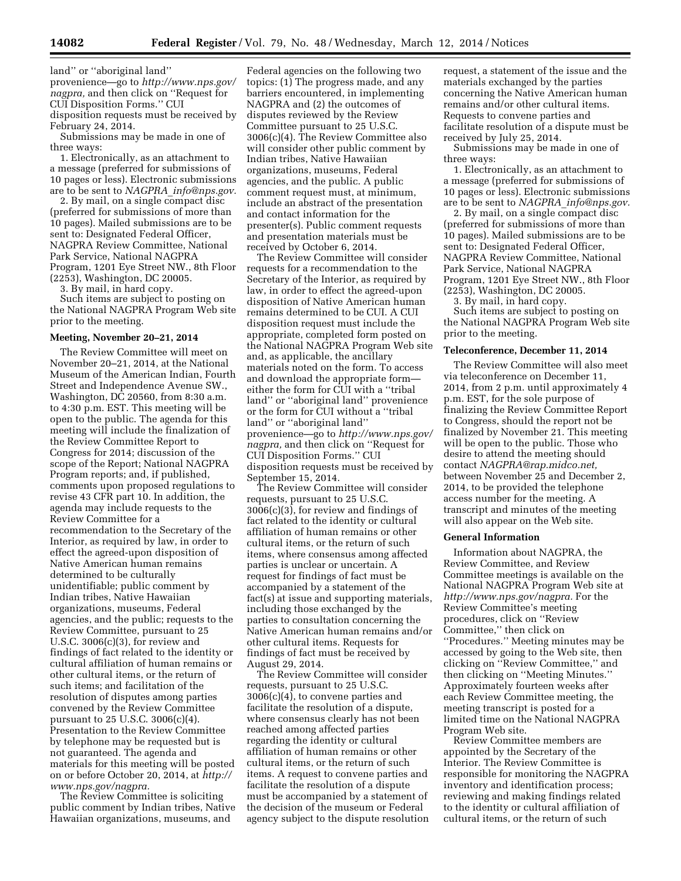land'' or ''aboriginal land'' provenience—go to *http://www.nps.gov/nagpra,* and then click on ''Request for CUI Disposition Forms.'' CUI disposition requests must be received by February 24, 2014.

Submissions may be made in one of three ways:

1. Electronically, as an attachment to a message (preferred for submissions of 10 pages or less). Electronic submissions are to be sent to *NAGPRA_info@nps.gov.*

2. By mail, on a single compact disc (preferred for submissions of more than 10 pages). Mailed submissions are to be sent to: Designated Federal Officer, NAGPRA Review Committee, National Park Service, National NAGPRA Program, 1201 Eye Street NW., 8th Floor (2253), Washington, DC 20005.

3. By mail, in hard copy.

Such items are subject to posting on the National NAGPRA Program Web site prior to the meeting.

**Meeting, November 20–21, 2014**

The Review Committee will meet on November 20–21, 2014, at the National Museum of the American Indian, Fourth Street and Independence Avenue SW., Washington, DC 20560, from 8:30 a.m. to 4:30 p.m. EST. This meeting will be open to the public. The agenda for this meeting will include the finalization of the Review Committee Report to Congress for 2014; discussion of the scope of the Report; National NAGPRA Program reports; and, if published, comments upon proposed regulations to revise 43 CFR part 10. In addition, the agenda may include requests to the Review Committee for a recommendation to the Secretary of the Interior, as required by law, in order to effect the agreed-upon disposition of Native American human remains determined to be culturally unidentifiable; public comment by Indian tribes, Native Hawaiian organizations, museums, Federal agencies, and the public; requests to the Review Committee, pursuant to 25 U.S.C. 3006(c)(3), for review and findings of fact related to the identity or cultural affiliation of human remains or other cultural items, or the return of such items; and facilitation of the resolution of disputes among parties convened by the Review Committee pursuant to 25 U.S.C. 3006(c)(4). Presentation to the Review Committee by telephone may be requested but is not guaranteed. The agenda and materials for this meeting will be posted on or before October 20, 2014, at *http://www.nps.gov/nagpra.*

The Review Committee is soliciting public comment by Indian tribes, Native Hawaiian organizations, museums, and Federal agencies on the following two topics: (1) The progress made, and any barriers encountered, in implementing NAGPRA and (2) the outcomes of disputes reviewed by the Review Committee pursuant to 25 U.S.C. 3006(c)(4). The Review Committee also will consider other public comment by Indian tribes, Native Hawaiian organizations, museums, Federal agencies, and the public. A public comment request must, at minimum, include an abstract of the presentation and contact information for the presenter(s). Public comment requests and presentation materials must be received by October 6, 2014.

The Review Committee will consider requests for a recommendation to the Secretary of the Interior, as required by law, in order to effect the agreed-upon disposition of Native American human remains determined to be CUI. A CUI disposition request must include the appropriate, completed form posted on the National NAGPRA Program Web site and, as applicable, the ancillary materials noted on the form. To access and download the appropriate form—either the form for CUI with a ''tribal land'' or ''aboriginal land'' provenience or the form for CUI without a ''tribal land'' or ''aboriginal land'' provenience—go to *http://www.nps.gov/nagpra,* and then click on ''Request for CUI Disposition Forms.'' CUI disposition requests must be received by September 15, 2014.

The Review Committee will consider requests, pursuant to 25 U.S.C. 3006(c)(3), for review and findings of fact related to the identity or cultural affiliation of human remains or other cultural items, or the return of such items, where consensus among affected parties is unclear or uncertain. A request for findings of fact must be accompanied by a statement of the fact(s) at issue and supporting materials, including those exchanged by the parties to consultation concerning the Native American human remains and/or other cultural items. Requests for findings of fact must be received by August 29, 2014.

The Review Committee will consider requests, pursuant to 25 U.S.C. 3006(c)(4), to convene parties and facilitate the resolution of a dispute, where consensus clearly has not been reached among affected parties regarding the identity or cultural affiliation of human remains or other cultural items, or the return of such items. A request to convene parties and facilitate the resolution of a dispute must be accompanied by a statement of the decision of the museum or Federal agency subject to the dispute resolution request, a statement of the issue and the materials exchanged by the parties concerning the Native American human remains and/or other cultural items. Requests to convene parties and facilitate resolution of a dispute must be received by July 25, 2014.

Submissions may be made in one of three ways:

1. Electronically, as an attachment to a message (preferred for submissions of 10 pages or less). Electronic submissions are to be sent to *NAGPRA_info@nps.gov.*

2. By mail, on a single compact disc (preferred for submissions of more than 10 pages). Mailed submissions are to be sent to: Designated Federal Officer, NAGPRA Review Committee, National Park Service, National NAGPRA Program, 1201 Eye Street NW., 8th Floor (2253), Washington, DC 20005.

3. By mail, in hard copy.

Such items are subject to posting on the National NAGPRA Program Web site prior to the meeting.

**Teleconference, December 11, 2014**

The Review Committee will also meet via teleconference on December 11, 2014, from 2 p.m. until approximately 4 p.m. EST, for the sole purpose of finalizing the Review Committee Report to Congress, should the report not be finalized by November 21. This meeting will be open to the public. Those who desire to attend the meeting should contact *NAGPRA@rap.midco.net,* between November 25 and December 2, 2014, to be provided the telephone access number for the meeting. A transcript and minutes of the meeting will also appear on the Web site.

**General Information**

Information about NAGPRA, the Review Committee, and Review Committee meetings is available on the National NAGPRA Program Web site at *http://www.nps.gov/nagpra.* For the Review Committee's meeting procedures, click on ''Review Committee,'' then click on ''Procedures.'' Meeting minutes may be accessed by going to the Web site, then clicking on ''Review Committee,'' and then clicking on ''Meeting Minutes.'' Approximately fourteen weeks after each Review Committee meeting, the meeting transcript is posted for a limited time on the National NAGPRA Program Web site.

Review Committee members are appointed by the Secretary of the Interior. The Review Committee is responsible for monitoring the NAGPRA inventory and identification process; reviewing and making findings related to the identity or cultural affiliation of cultural items, or the return of such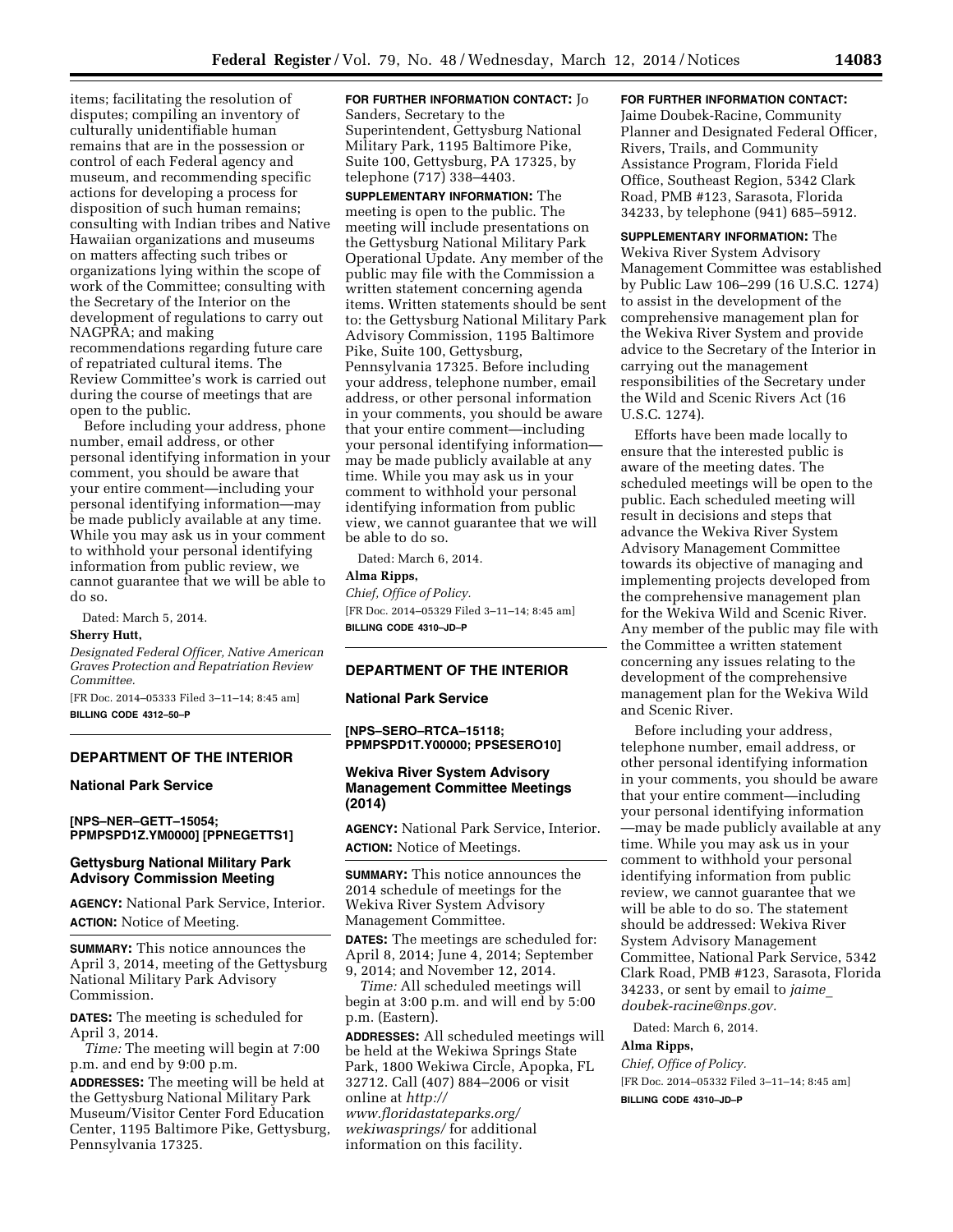items; facilitating the resolution of disputes; compiling an inventory of culturally unidentifiable human remains that are in the possession or control of each Federal agency and museum, and recommending specific actions for developing a process for disposition of such human remains; consulting with Indian tribes and Native Hawaiian organizations and museums on matters affecting such tribes or organizations lying within the scope of work of the Committee; consulting with the Secretary of the Interior on the development of regulations to carry out NAGPRA; and making recommendations regarding future care of repatriated cultural items. The Review Committee's work is carried out during the course of meetings that are open to the public.

Before including your address, phone number, email address, or other personal identifying information in your comment, you should be aware that your entire comment—including your personal identifying information—may be made publicly available at any time. While you may ask us in your comment to withhold your personal identifying information from public review, we cannot guarantee that we will be able to do so.

Dated: March 5, 2014.

**Sherry Hutt,**

*Designated Federal Officer, Native American Graves Protection and Repatriation Review Committee.*

[FR Doc. 2014–05333 Filed 3–11–14; 8:45 am]

**BILLING CODE 4312–50–P**

## DEPARTMENT OF THE INTERIOR

### National Park Service

**[NPS–NER–GETT–15054; PPMPSPD1Z.YM0000] [PPNEGETTS1]**

### Gettysburg National Military Park Advisory Commission Meeting

**AGENCY:** National Park Service, Interior.

**ACTION:** Notice of Meeting.

**SUMMARY:** This notice announces the April 3, 2014, meeting of the Gettysburg National Military Park Advisory Commission.

**DATES:** The meeting is scheduled for April 3, 2014.

*Time:* The meeting will begin at 7:00 p.m. and end by 9:00 p.m.

**ADDRESSES:** The meeting will be held at the Gettysburg National Military Park Museum/Visitor Center Ford Education Center, 1195 Baltimore Pike, Gettysburg, Pennsylvania 17325.

**FOR FURTHER INFORMATION CONTACT:** Jo Sanders, Secretary to the Superintendent, Gettysburg National Military Park, 1195 Baltimore Pike, Suite 100, Gettysburg, PA 17325, by telephone (717) 338–4403.

**SUPPLEMENTARY INFORMATION:** The meeting is open to the public. The meeting will include presentations on the Gettysburg National Military Park Operational Update. Any member of the public may file with the Commission a written statement concerning agenda items. Written statements should be sent to: the Gettysburg National Military Park Advisory Commission, 1195 Baltimore Pike, Suite 100, Gettysburg, Pennsylvania 17325. Before including your address, telephone number, email address, or other personal information in your comments, you should be aware that your entire comment—including your personal identifying information—may be made publicly available at any time. While you may ask us in your comment to withhold your personal identifying information from public view, we cannot guarantee that we will be able to do so.

Dated: March 6, 2014.

**Alma Ripps,**

*Chief, Office of Policy.*

[FR Doc. 2014–05329 Filed 3–11–14; 8:45 am]

**BILLING CODE 4310–JD–P**

## DEPARTMENT OF THE INTERIOR

### National Park Service

**[NPS–SERO–RTCA–15118; PPMPSPD1T.Y00000; PPSESERO10]**

### Wekiva River System Advisory Management Committee Meetings (2014)

**AGENCY:** National Park Service, Interior.

**ACTION:** Notice of Meetings.

**SUMMARY:** This notice announces the 2014 schedule of meetings for the Wekiva River System Advisory Management Committee.

**DATES:** The meetings are scheduled for: April 8, 2014; June 4, 2014; September 9, 2014; and November 12, 2014.

*Time:* All scheduled meetings will begin at 3:00 p.m. and will end by 5:00 p.m. (Eastern).

**ADDRESSES:** All scheduled meetings will be held at the Wekiwa Springs State Park, 1800 Wekiwa Circle, Apopka, FL 32712. Call (407) 884–2006 or visit online at *http://www.floridastateparks.org/wekiwasprings/* for additional information on this facility.

**FOR FURTHER INFORMATION CONTACT:** Jaime Doubek-Racine, Community Planner and Designated Federal Officer, Rivers, Trails, and Community Assistance Program, Florida Field Office, Southeast Region, 5342 Clark Road, PMB #123, Sarasota, Florida 34233, by telephone (941) 685–5912.

**SUPPLEMENTARY INFORMATION:** The Wekiva River System Advisory Management Committee was established by Public Law 106–299 (16 U.S.C. 1274) to assist in the development of the comprehensive management plan for the Wekiva River System and provide advice to the Secretary of the Interior in carrying out the management responsibilities of the Secretary under the Wild and Scenic Rivers Act (16 U.S.C. 1274).

Efforts have been made locally to ensure that the interested public is aware of the meeting dates. The scheduled meetings will be open to the public. Each scheduled meeting will result in decisions and steps that advance the Wekiva River System Advisory Management Committee towards its objective of managing and implementing projects developed from the comprehensive management plan for the Wekiva Wild and Scenic River. Any member of the public may file with the Committee a written statement concerning any issues relating to the development of the comprehensive management plan for the Wekiva Wild and Scenic River.

Before including your address, telephone number, email address, or other personal identifying information in your comments, you should be aware that your entire comment—including your personal identifying information—may be made publicly available at any time. While you may ask us in your comment to withhold your personal identifying information from public review, we cannot guarantee that we will be able to do so. The statement should be addressed: Wekiva River System Advisory Management Committee, National Park Service, 5342 Clark Road, PMB #123, Sarasota, Florida 34233, or sent by email to *jaime_doubek-racine@nps.gov.*

Dated: March 6, 2014.

**Alma Ripps,**

*Chief, Office of Policy.*

[FR Doc. 2014–05332 Filed 3–11–14; 8:45 am]

**BILLING CODE 4310–JD–P**